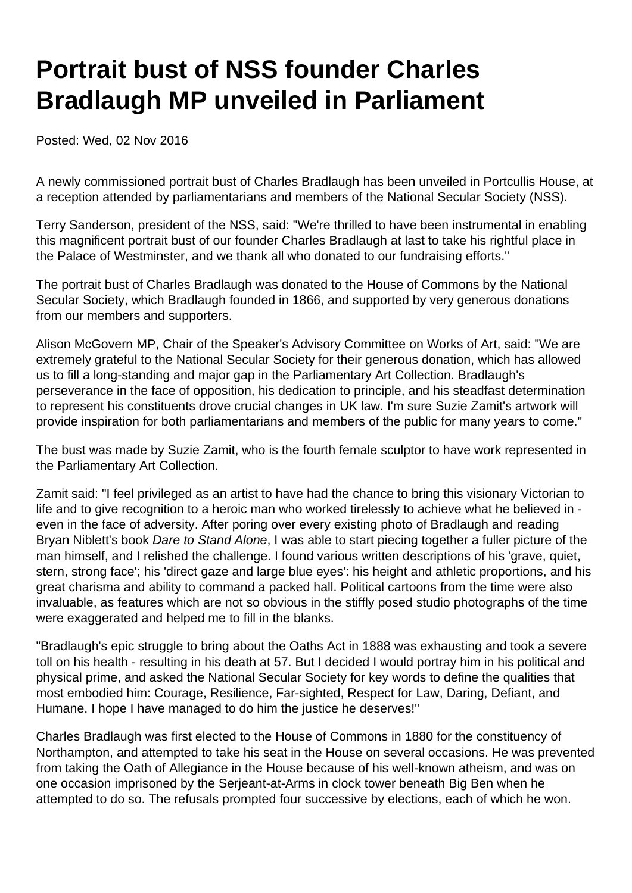# Portrait bust of NSS founder Charles Bradlaugh MP unveiled in Parliament

Posted: Wed, 02 Nov 2016

A newly commissioned portrait bust of Charles Bradlaugh has been unveiled in Portcullis House, at a reception attended by parliamentarians and members of the National Secular Society (NSS).

Terry Sanderson, president of the NSS, said: "We're thrilled to have been instrumental in enabling this magnificent portrait bust of our founder Charles Bradlaugh at last to take his rightful place in the Palace of Westminster, and we thank all who donated to our fundraising efforts."

The portrait bust of Charles Bradlaugh was donated to the House of Commons by the National Secular Society, which Bradlaugh founded in 1866, and supported by very generous donations from our members and supporters.

Alison McGovern MP, Chair of the Speaker's Advisory Committee on Works of Art, said: "We are extremely grateful to the National Secular Society for their generous donation, which has allowed us to fill a long-standing and major gap in the Parliamentary Art Collection. Bradlaugh's perseverance in the face of opposition, his dedication to principle, and his steadfast determination to represent his constituents drove crucial changes in UK law. I'm sure Suzie Zamit's artwork will provide inspiration for both parliamentarians and members of the public for many years to come."

The bust was made by Suzie Zamit, who is the fourth female sculptor to have work represented in the Parliamentary Art Collection.

Zamit said: "I feel privileged as an artist to have had the chance to bring this visionary Victorian to life and to give recognition to a heroic man who worked tirelessly to achieve what he believed in - even in the face of adversity. After poring over every existing photo of Bradlaugh and reading Bryan Niblett's book *Dare to Stand Alone*, I was able to start piecing together a fuller picture of the man himself, and I relished the challenge. I found various written descriptions of his 'grave, quiet, stern, strong face'; his 'direct gaze and large blue eyes': his height and athletic proportions, and his great charisma and ability to command a packed hall. Political cartoons from the time were also invaluable, as features which are not so obvious in the stiffly posed studio photographs of the time were exaggerated and helped me to fill in the blanks.

"Bradlaugh's epic struggle to bring about the Oaths Act in 1888 was exhausting and took a severe toll on his health - resulting in his death at 57. But I decided I would portray him in his political and physical prime, and asked the National Secular Society for key words to define the qualities that most embodied him: Courage, Resilience, Far-sighted, Respect for Law, Daring, Defiant, and Humane. I hope I have managed to do him the justice he deserves!"

Charles Bradlaugh was first elected to the House of Commons in 1880 for the constituency of Northampton, and attempted to take his seat in the House on several occasions. He was prevented from taking the Oath of Allegiance in the House because of his well-known atheism, and was on one occasion imprisoned by the Serjeant-at-Arms in clock tower beneath Big Ben when he attempted to do so. The refusals prompted four successive by elections, each of which he won.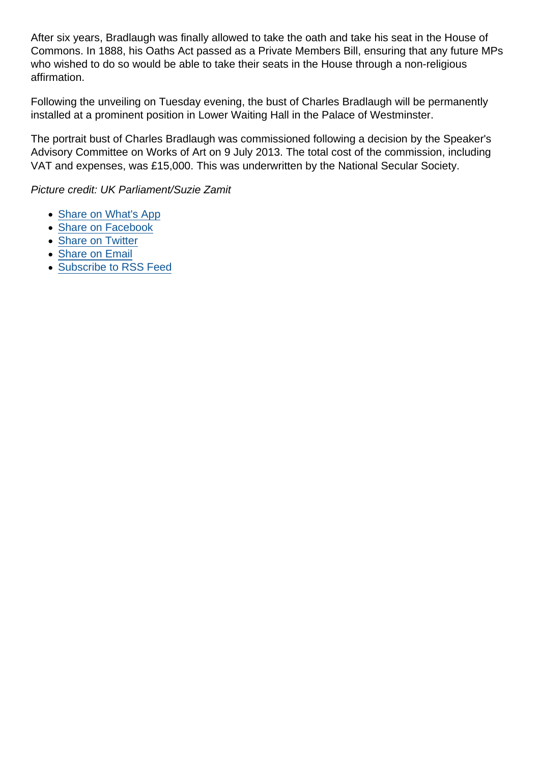After six years, Bradlaugh was finally allowed to take the oath and take his seat in the House of Commons. In 1888, his Oaths Act passed as a Private Members Bill, ensuring that any future MPs who wished to do so would be able to take their seats in the House through a non-religious affirmation.

Following the unveiling on Tuesday evening, the bust of Charles Bradlaugh will be permanently installed at a prominent position in Lower Waiting Hall in the Palace of Westminster.

The portrait bust of Charles Bradlaugh was commissioned following a decision by the Speaker's Advisory Committee on Works of Art on 9 July 2013. The total cost of the commission, including VAT and expenses, was £15,000. This was underwritten by the National Secular Society.

*Picture credit: UK Parliament/Suzie Zamit*

- Share on What's App
- Share on Facebook
- Share on Twitter
- Share on Email
- Subscribe to RSS Feed